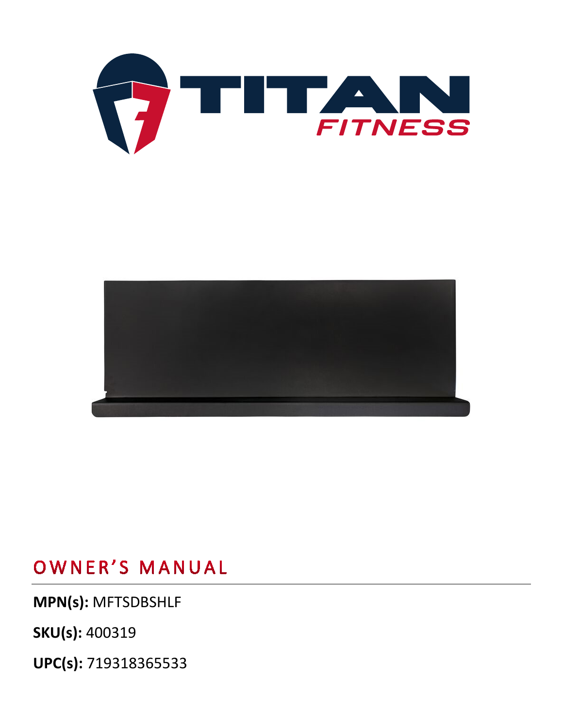TITAN FITNESS

# OWNER'S MANUAL

**MPN(s):** MFTSDBSHLF

**SKU(s):** 400319

**UPC(s):** 719318365533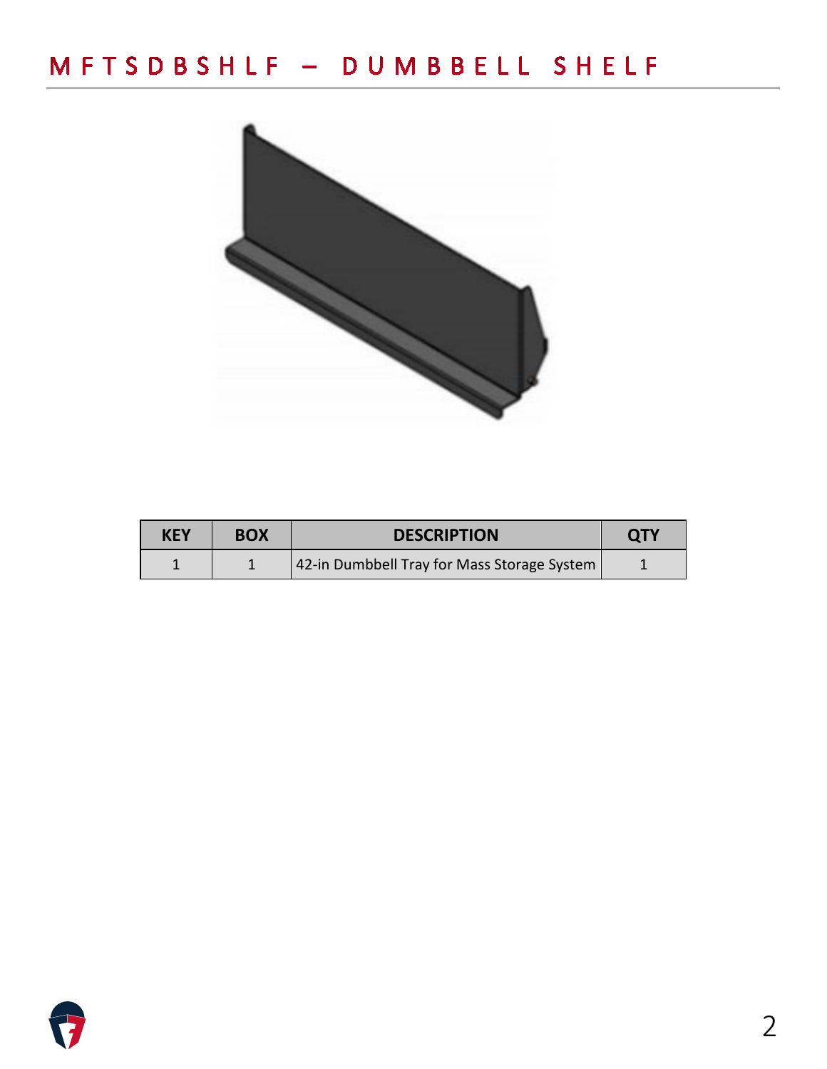# MFTSDBSHLF – DUMBBELL SHELF

| KEY | BOX | DESCRIPTION | QTY |
| --- | --- | --- | --- |
| 1 | 1 | 42-in Dumbbell Tray for Mass Storage System | 1 |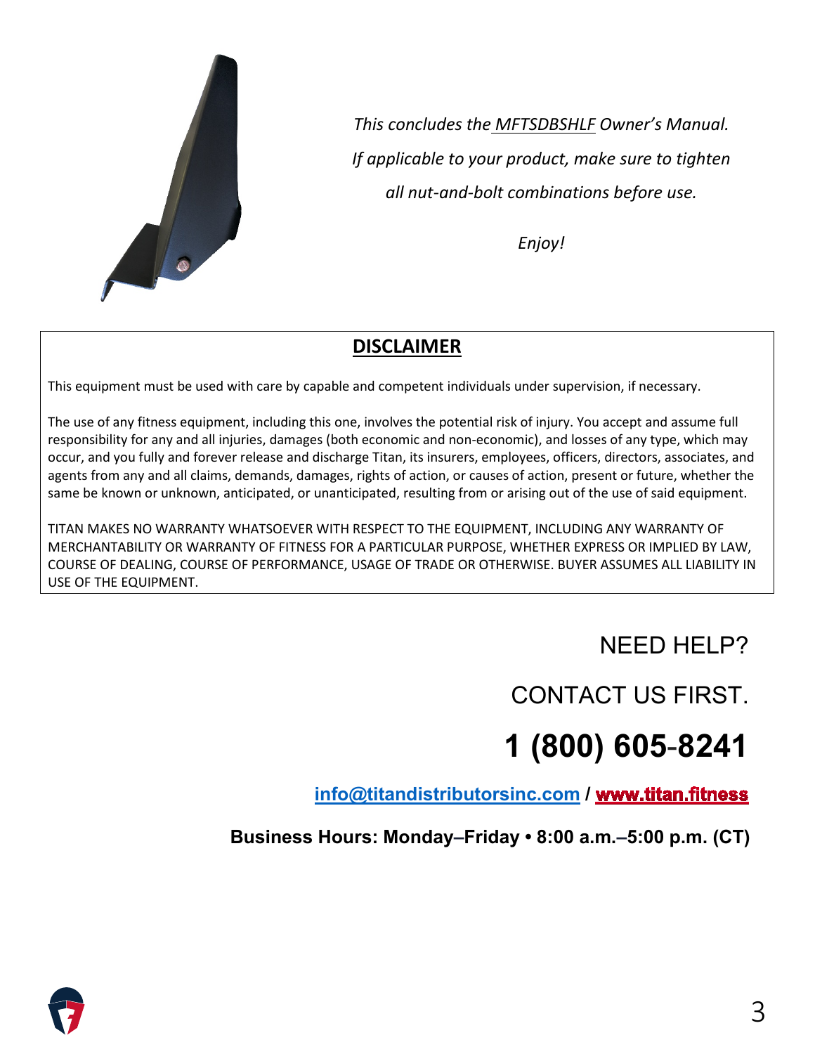*This concludes the MFTSDBSHLF Owner's Manual.*

*If applicable to your product, make sure to tighten all nut-and-bolt combinations before use.*

*Enjoy!*

## DISCLAIMER

This equipment must be used with care by capable and competent individuals under supervision, if necessary.

The use of any fitness equipment, including this one, involves the potential risk of injury. You accept and assume full responsibility for any and all injuries, damages (both economic and non-economic), and losses of any type, which may occur, and you fully and forever release and discharge Titan, its insurers, employees, officers, directors, associates, and agents from any and all claims, demands, damages, rights of action, or causes of action, present or future, whether the same be known or unknown, anticipated, or unanticipated, resulting from or arising out of the use of said equipment.

TITAN MAKES NO WARRANTY WHATSOEVER WITH RESPECT TO THE EQUIPMENT, INCLUDING ANY WARRANTY OF MERCHANTABILITY OR WARRANTY OF FITNESS FOR A PARTICULAR PURPOSE, WHETHER EXPRESS OR IMPLIED BY LAW, COURSE OF DEALING, COURSE OF PERFORMANCE, USAGE OF TRADE OR OTHERWISE. BUYER ASSUMES ALL LIABILITY IN USE OF THE EQUIPMENT.

NEED HELP?

CONTACT US FIRST.

**1 (800) 605-8241**

**info@titandistributorsinc.com / www.titan.fitness**

**Business Hours: Monday–Friday • 8:00 a.m.–5:00 p.m. (CT)**